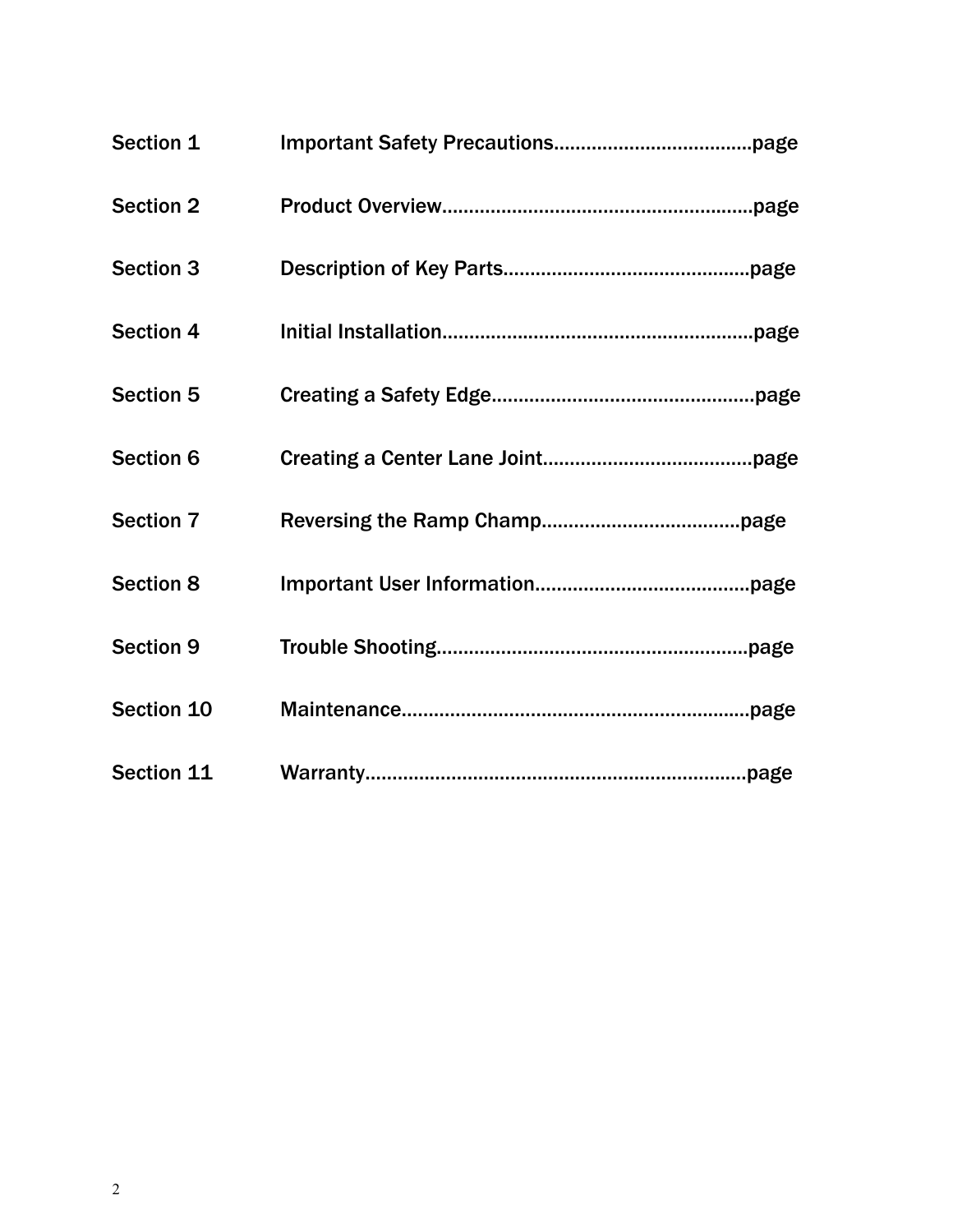Section 1 Important Safety Precautions………………………………page

Section 2 Product Overview…………………………………………………page

Section 3 Description of Key Parts………………………………………page

Section 4 Initial Installation…………………………………………………page

Section 5 Creating a Safety Edge…………………………………………page

Section 6 Creating a Center Lane Joint…………………………………page

Section 7 Reversing the Ramp Champ…………………………………page

Section 8 Important User Information…………………………………page

Section 9 Trouble Shooting…………………………………………………page

Section 10 Maintenance……………………………………………………………page

Section 11 Warranty………………………………………………………………page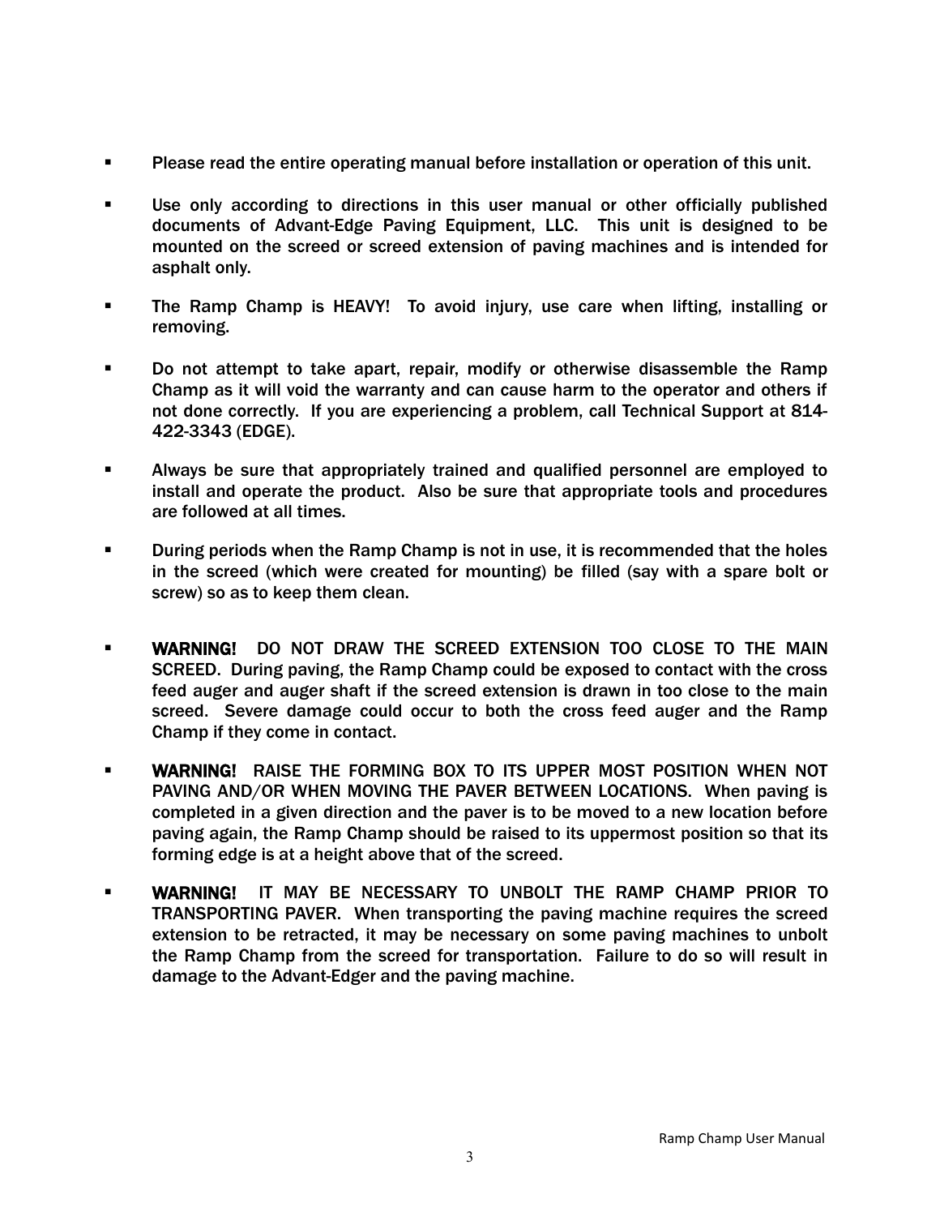- Please read the entire operating manual before installation or operation of this unit.

- Use only according to directions in this user manual or other officially published documents of Advant-Edge Paving Equipment, LLC. This unit is designed to be mounted on the screed or screed extension of paving machines and is intended for asphalt only.

- The Ramp Champ is HEAVY! To avoid injury, use care when lifting, installing or removing.

- Do not attempt to take apart, repair, modify or otherwise disassemble the Ramp Champ as it will void the warranty and can cause harm to the operator and others if not done correctly. If you are experiencing a problem, call Technical Support at 814-422-3343 (EDGE).

- Always be sure that appropriately trained and qualified personnel are employed to install and operate the product. Also be sure that appropriate tools and procedures are followed at all times.

- During periods when the Ramp Champ is not in use, it is recommended that the holes in the screed (which were created for mounting) be filled (say with a spare bolt or screw) so as to keep them clean.

- **WARNING!** DO NOT DRAW THE SCREED EXTENSION TOO CLOSE TO THE MAIN SCREED. During paving, the Ramp Champ could be exposed to contact with the cross feed auger and auger shaft if the screed extension is drawn in too close to the main screed. Severe damage could occur to both the cross feed auger and the Ramp Champ if they come in contact.

- **WARNING!** RAISE THE FORMING BOX TO ITS UPPER MOST POSITION WHEN NOT PAVING AND/OR WHEN MOVING THE PAVER BETWEEN LOCATIONS. When paving is completed in a given direction and the paver is to be moved to a new location before paving again, the Ramp Champ should be raised to its uppermost position so that its forming edge is at a height above that of the screed.

- **WARNING!** IT MAY BE NECESSARY TO UNBOLT THE RAMP CHAMP PRIOR TO TRANSPORTING PAVER. When transporting the paving machine requires the screed extension to be retracted, it may be necessary on some paving machines to unbolt the Ramp Champ from the screed for transportation. Failure to do so will result in damage to the Advant-Edger and the paving machine.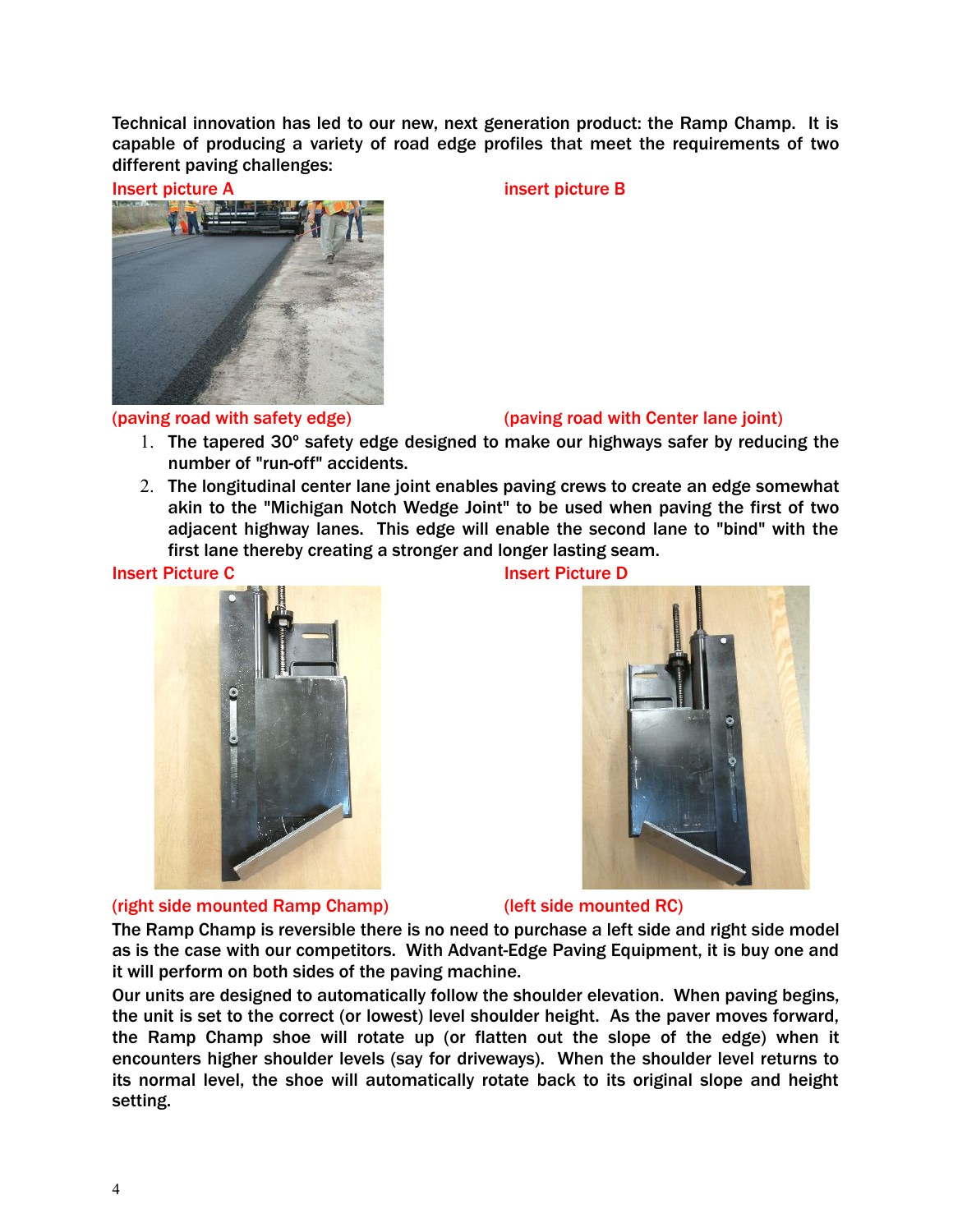Technical innovation has led to our new, next generation product: the Ramp Champ. It is capable of producing a variety of road edge profiles that meet the requirements of two different paving challenges:

Insert picture A

insert picture B

(paving road with safety edge)

(paving road with Center lane joint)

1. The tapered 30° safety edge designed to make our highways safer by reducing the number of "run-off" accidents.
2. The longitudinal center lane joint enables paving crews to create an edge somewhat akin to the "Michigan Notch Wedge Joint" to be used when paving the first of two adjacent highway lanes. This edge will enable the second lane to "bind" with the first lane thereby creating a stronger and longer lasting seam.

Insert Picture C

Insert Picture D

(right side mounted Ramp Champ)

(left side mounted RC)

The Ramp Champ is reversible there is no need to purchase a left side and right side model as is the case with our competitors. With Advant-Edge Paving Equipment, it is buy one and it will perform on both sides of the paving machine.

Our units are designed to automatically follow the shoulder elevation. When paving begins, the unit is set to the correct (or lowest) level shoulder height. As the paver moves forward, the Ramp Champ shoe will rotate up (or flatten out the slope of the edge) when it encounters higher shoulder levels (say for driveways). When the shoulder level returns to its normal level, the shoe will automatically rotate back to its original slope and height setting.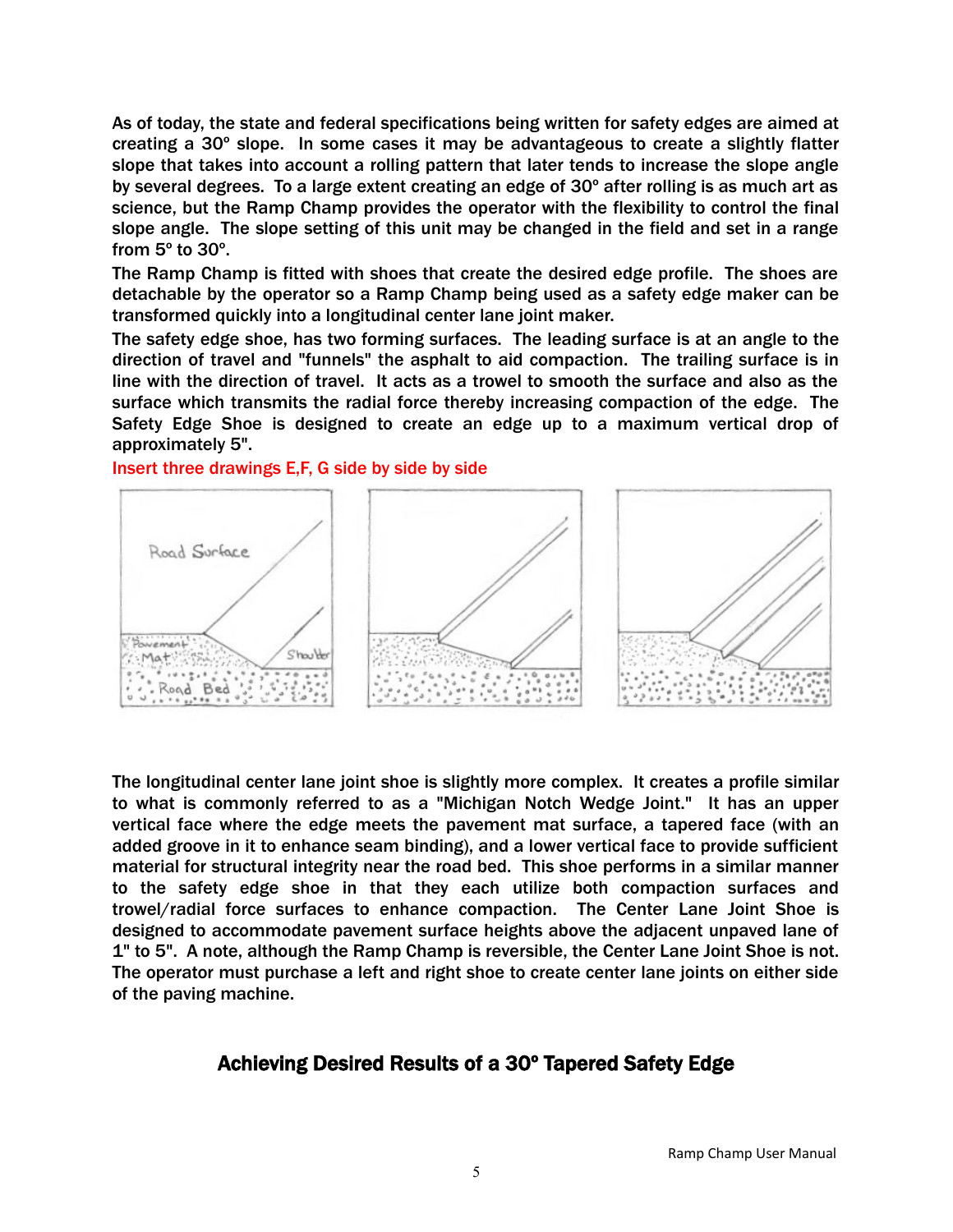As of today, the state and federal specifications being written for safety edges are aimed at creating a 30º slope. In some cases it may be advantageous to create a slightly flatter slope that takes into account a rolling pattern that later tends to increase the slope angle by several degrees. To a large extent creating an edge of 30º after rolling is as much art as science, but the Ramp Champ provides the operator with the flexibility to control the final slope angle. The slope setting of this unit may be changed in the field and set in a range from 5º to 30º.

The Ramp Champ is fitted with shoes that create the desired edge profile. The shoes are detachable by the operator so a Ramp Champ being used as a safety edge maker can be transformed quickly into a longitudinal center lane joint maker.

The safety edge shoe, has two forming surfaces. The leading surface is at an angle to the direction of travel and "funnels" the asphalt to aid compaction. The trailing surface is in line with the direction of travel. It acts as a trowel to smooth the surface and also as the surface which transmits the radial force thereby increasing compaction of the edge. The Safety Edge Shoe is designed to create an edge up to a maximum vertical drop of approximately 5".

Insert three drawings E,F, G side by side by side

The longitudinal center lane joint shoe is slightly more complex. It creates a profile similar to what is commonly referred to as a "Michigan Notch Wedge Joint." It has an upper vertical face where the edge meets the pavement mat surface, a tapered face (with an added groove in it to enhance seam binding), and a lower vertical face to provide sufficient material for structural integrity near the road bed. This shoe performs in a similar manner to the safety edge shoe in that they each utilize both compaction surfaces and trowel/radial force surfaces to enhance compaction. The Center Lane Joint Shoe is designed to accommodate pavement surface heights above the adjacent unpaved lane of 1" to 5". A note, although the Ramp Champ is reversible, the Center Lane Joint Shoe is not. The operator must purchase a left and right shoe to create center lane joints on either side of the paving machine.

## Achieving Desired Results of a 30º Tapered Safety Edge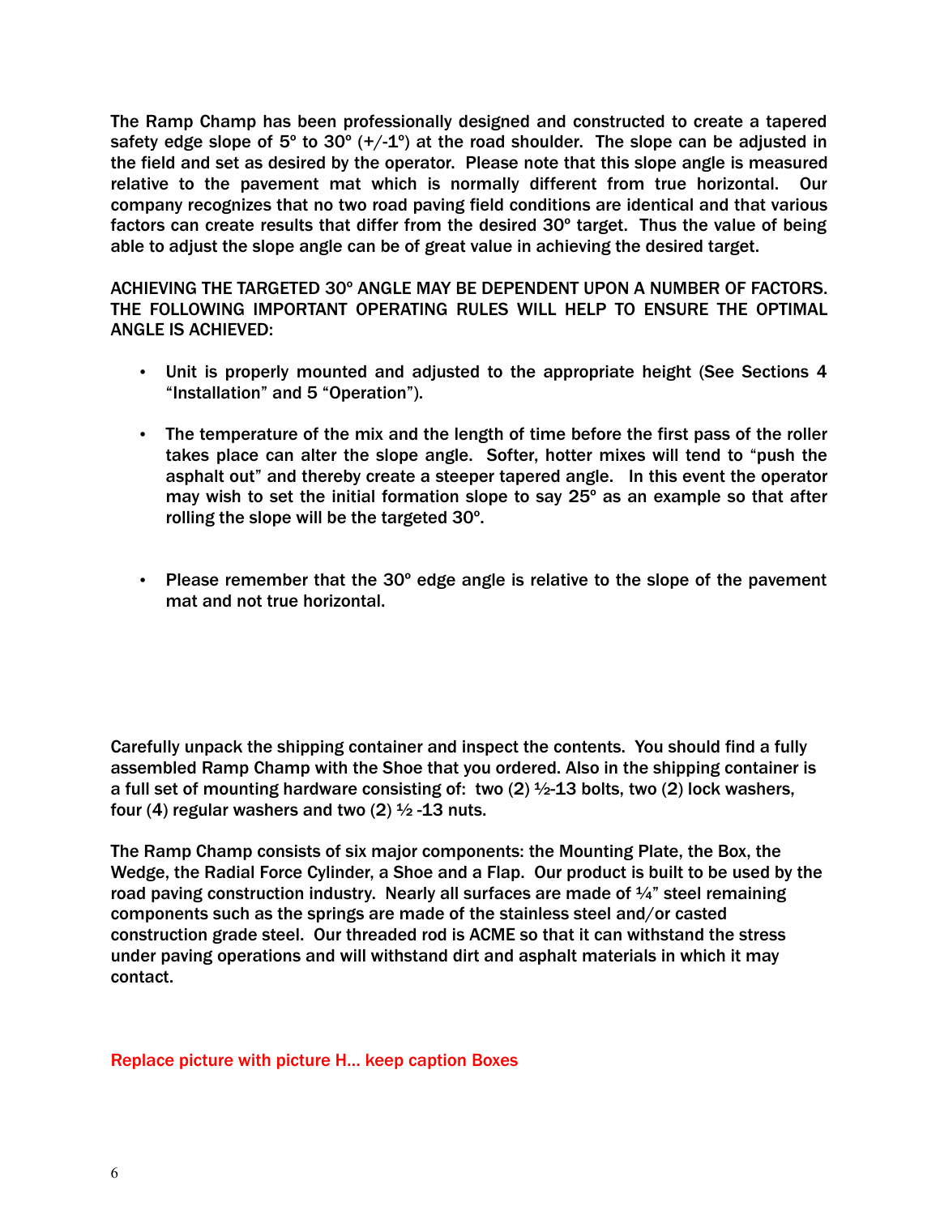The Ramp Champ has been professionally designed and constructed to create a tapered safety edge slope of 5º to 30º (+/-1º) at the road shoulder. The slope can be adjusted in the field and set as desired by the operator. Please note that this slope angle is measured relative to the pavement mat which is normally different from true horizontal. Our company recognizes that no two road paving field conditions are identical and that various factors can create results that differ from the desired 30º target. Thus the value of being able to adjust the slope angle can be of great value in achieving the desired target.

ACHIEVING THE TARGETED 30º ANGLE MAY BE DEPENDENT UPON A NUMBER OF FACTORS. THE FOLLOWING IMPORTANT OPERATING RULES WILL HELP TO ENSURE THE OPTIMAL ANGLE IS ACHIEVED:

- Unit is properly mounted and adjusted to the appropriate height (See Sections 4 "Installation" and 5 "Operation").

- The temperature of the mix and the length of time before the first pass of the roller takes place can alter the slope angle. Softer, hotter mixes will tend to "push the asphalt out" and thereby create a steeper tapered angle. In this event the operator may wish to set the initial formation slope to say 25º as an example so that after rolling the slope will be the targeted 30º.

- Please remember that the 30º edge angle is relative to the slope of the pavement mat and not true horizontal.

Carefully unpack the shipping container and inspect the contents. You should find a fully assembled Ramp Champ with the Shoe that you ordered. Also in the shipping container is a full set of mounting hardware consisting of: two (2) ½-13 bolts, two (2) lock washers, four (4) regular washers and two (2) ½ -13 nuts.

The Ramp Champ consists of six major components: the Mounting Plate, the Box, the Wedge, the Radial Force Cylinder, a Shoe and a Flap. Our product is built to be used by the road paving construction industry. Nearly all surfaces are made of ¼" steel remaining components such as the springs are made of the stainless steel and/or casted construction grade steel. Our threaded rod is ACME so that it can withstand the stress under paving operations and will withstand dirt and asphalt materials in which it may contact.

Replace picture with picture H… keep caption Boxes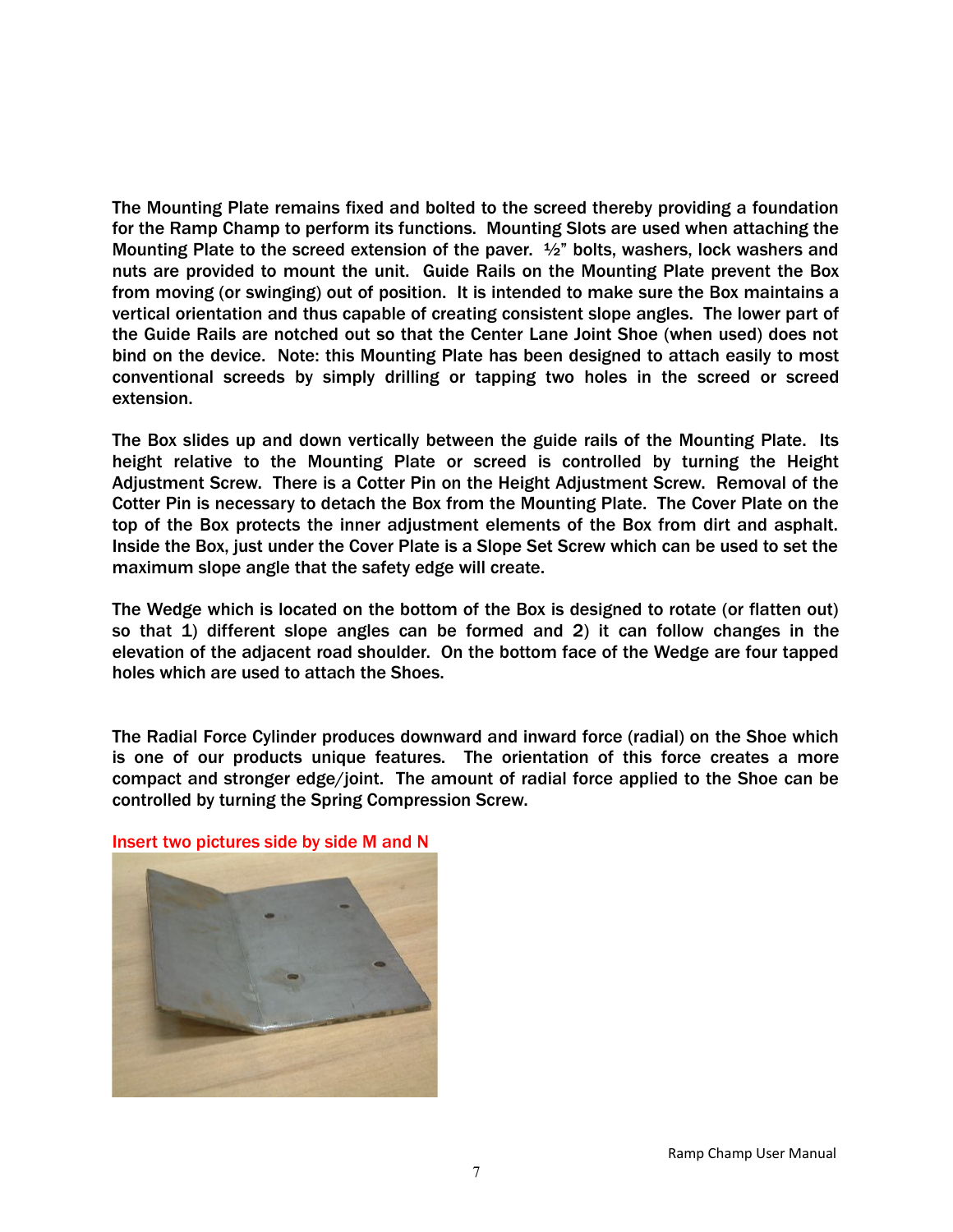The Mounting Plate remains fixed and bolted to the screed thereby providing a foundation for the Ramp Champ to perform its functions. Mounting Slots are used when attaching the Mounting Plate to the screed extension of the paver. ½" bolts, washers, lock washers and nuts are provided to mount the unit. Guide Rails on the Mounting Plate prevent the Box from moving (or swinging) out of position. It is intended to make sure the Box maintains a vertical orientation and thus capable of creating consistent slope angles. The lower part of the Guide Rails are notched out so that the Center Lane Joint Shoe (when used) does not bind on the device. Note: this Mounting Plate has been designed to attach easily to most conventional screeds by simply drilling or tapping two holes in the screed or screed extension.

The Box slides up and down vertically between the guide rails of the Mounting Plate. Its height relative to the Mounting Plate or screed is controlled by turning the Height Adjustment Screw. There is a Cotter Pin on the Height Adjustment Screw. Removal of the Cotter Pin is necessary to detach the Box from the Mounting Plate. The Cover Plate on the top of the Box protects the inner adjustment elements of the Box from dirt and asphalt. Inside the Box, just under the Cover Plate is a Slope Set Screw which can be used to set the maximum slope angle that the safety edge will create.

The Wedge which is located on the bottom of the Box is designed to rotate (or flatten out) so that 1) different slope angles can be formed and 2) it can follow changes in the elevation of the adjacent road shoulder. On the bottom face of the Wedge are four tapped holes which are used to attach the Shoes.

The Radial Force Cylinder produces downward and inward force (radial) on the Shoe which is one of our products unique features. The orientation of this force creates a more compact and stronger edge/joint. The amount of radial force applied to the Shoe can be controlled by turning the Spring Compression Screw.

Insert two pictures side by side M and N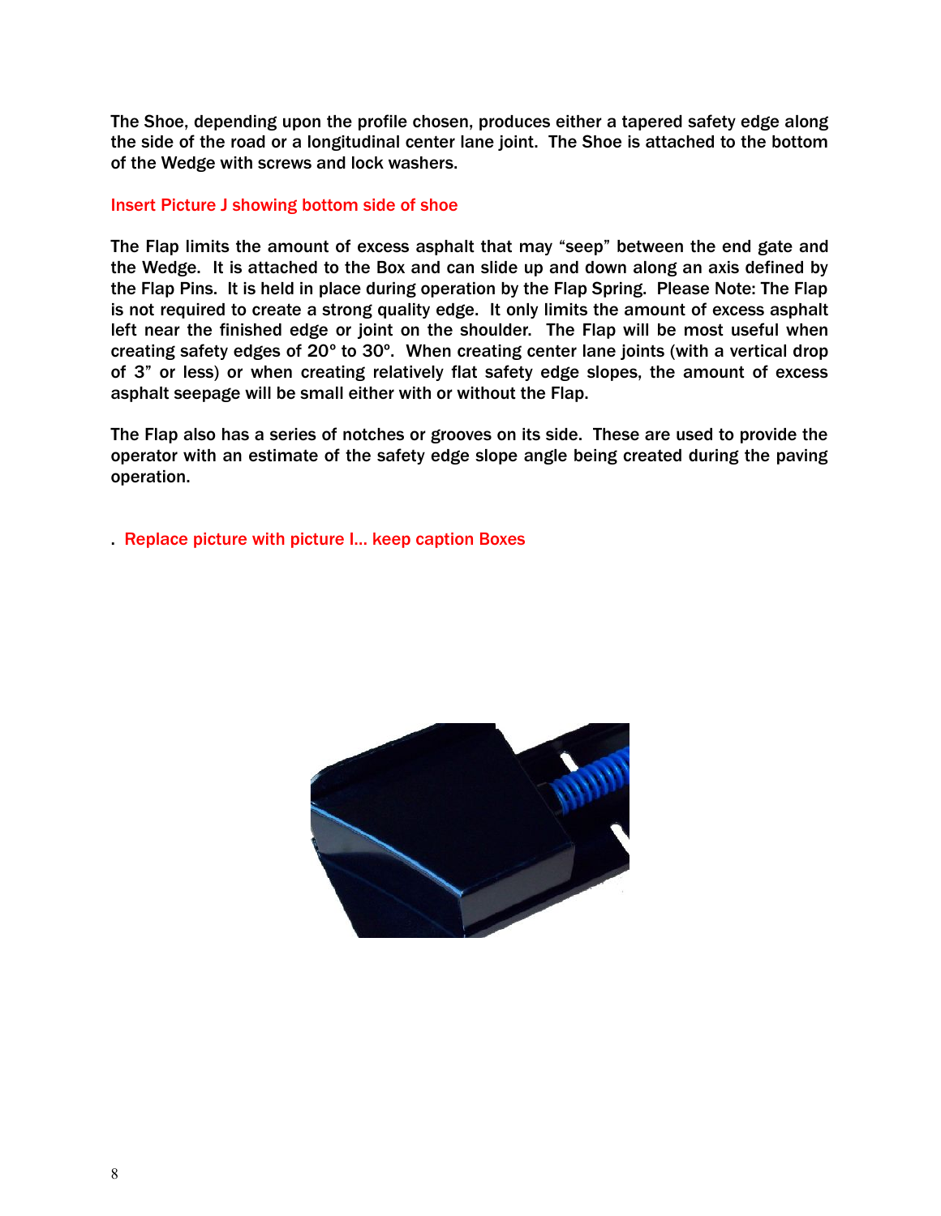The Shoe, depending upon the profile chosen, produces either a tapered safety edge along the side of the road or a longitudinal center lane joint. The Shoe is attached to the bottom of the Wedge with screws and lock washers.

Insert Picture J showing bottom side of shoe

The Flap limits the amount of excess asphalt that may "seep" between the end gate and the Wedge. It is attached to the Box and can slide up and down along an axis defined by the Flap Pins. It is held in place during operation by the Flap Spring. Please Note: The Flap is not required to create a strong quality edge. It only limits the amount of excess asphalt left near the finished edge or joint on the shoulder. The Flap will be most useful when creating safety edges of 20º to 30º. When creating center lane joints (with a vertical drop of 3" or less) or when creating relatively flat safety edge slopes, the amount of excess asphalt seepage will be small either with or without the Flap.

The Flap also has a series of notches or grooves on its side. These are used to provide the operator with an estimate of the safety edge slope angle being created during the paving operation.

. Replace picture with picture I… keep caption Boxes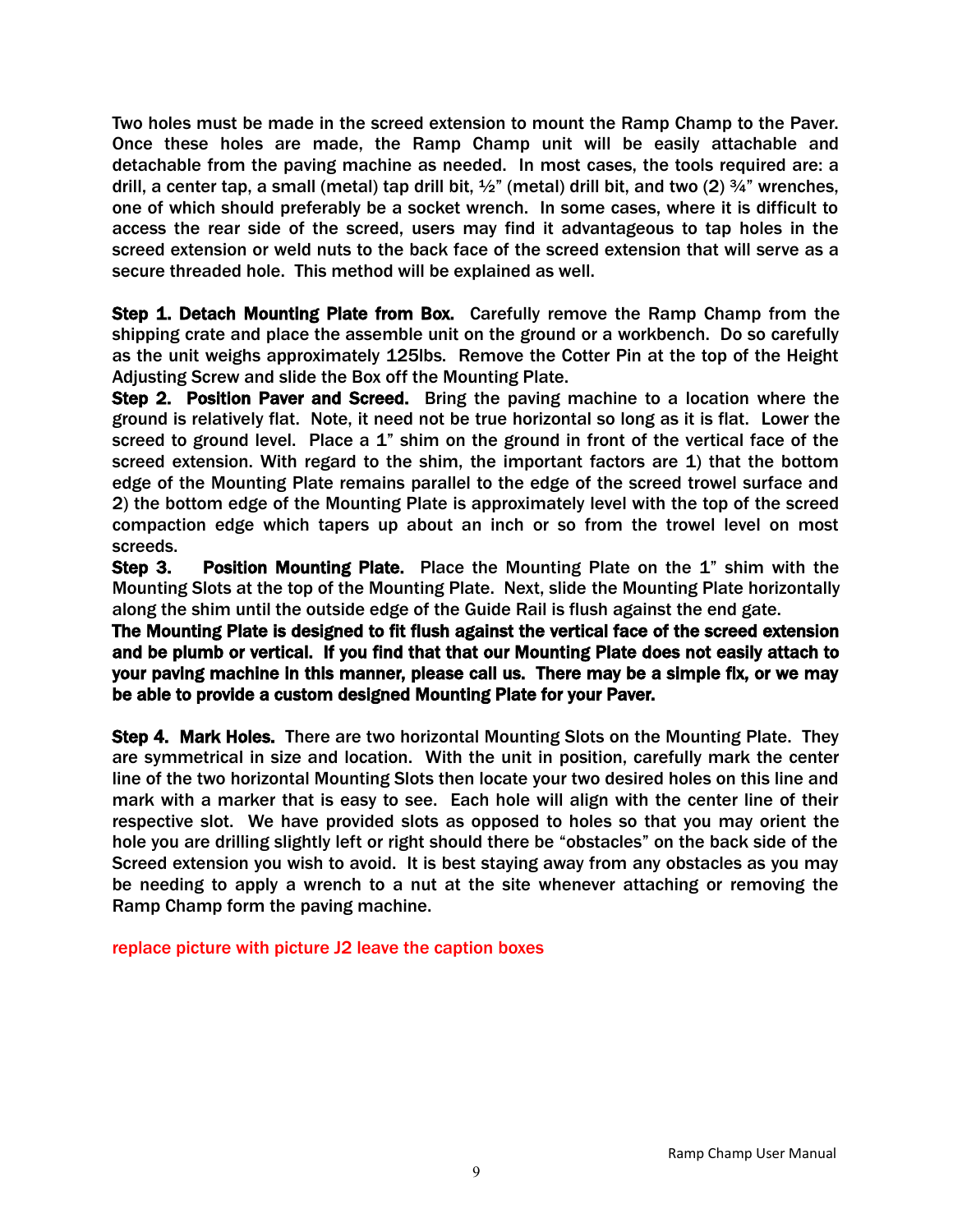Two holes must be made in the screed extension to mount the Ramp Champ to the Paver. Once these holes are made, the Ramp Champ unit will be easily attachable and detachable from the paving machine as needed. In most cases, the tools required are: a drill, a center tap, a small (metal) tap drill bit, ½" (metal) drill bit, and two (2) ¾" wrenches, one of which should preferably be a socket wrench. In some cases, where it is difficult to access the rear side of the screed, users may find it advantageous to tap holes in the screed extension or weld nuts to the back face of the screed extension that will serve as a secure threaded hole. This method will be explained as well.

**Step 1. Detach Mounting Plate from Box.** Carefully remove the Ramp Champ from the shipping crate and place the assemble unit on the ground or a workbench. Do so carefully as the unit weighs approximately 125lbs. Remove the Cotter Pin at the top of the Height Adjusting Screw and slide the Box off the Mounting Plate.

**Step 2. Position Paver and Screed.** Bring the paving machine to a location where the ground is relatively flat. Note, it need not be true horizontal so long as it is flat. Lower the screed to ground level. Place a 1" shim on the ground in front of the vertical face of the screed extension. With regard to the shim, the important factors are 1) that the bottom edge of the Mounting Plate remains parallel to the edge of the screed trowel surface and 2) the bottom edge of the Mounting Plate is approximately level with the top of the screed compaction edge which tapers up about an inch or so from the trowel level on most screeds.

**Step 3. Position Mounting Plate.** Place the Mounting Plate on the 1" shim with the Mounting Slots at the top of the Mounting Plate. Next, slide the Mounting Plate horizontally along the shim until the outside edge of the Guide Rail is flush against the end gate.

**The Mounting Plate is designed to fit flush against the vertical face of the screed extension and be plumb or vertical. If you find that that our Mounting Plate does not easily attach to your paving machine in this manner, please call us. There may be a simple fix, or we may be able to provide a custom designed Mounting Plate for your Paver.**

**Step 4. Mark Holes.** There are two horizontal Mounting Slots on the Mounting Plate. They are symmetrical in size and location. With the unit in position, carefully mark the center line of the two horizontal Mounting Slots then locate your two desired holes on this line and mark with a marker that is easy to see. Each hole will align with the center line of their respective slot. We have provided slots as opposed to holes so that you may orient the hole you are drilling slightly left or right should there be "obstacles" on the back side of the Screed extension you wish to avoid. It is best staying away from any obstacles as you may be needing to apply a wrench to a nut at the site whenever attaching or removing the Ramp Champ form the paving machine.

replace picture with picture J2 leave the caption boxes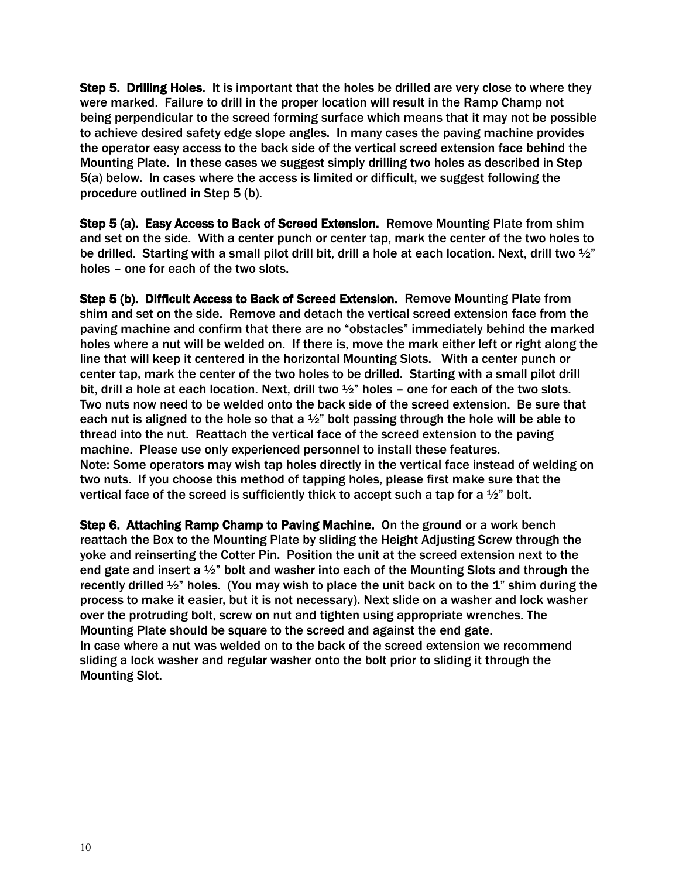**Step 5. Drilling Holes.** It is important that the holes be drilled are very close to where they were marked. Failure to drill in the proper location will result in the Ramp Champ not being perpendicular to the screed forming surface which means that it may not be possible to achieve desired safety edge slope angles. In many cases the paving machine provides the operator easy access to the back side of the vertical screed extension face behind the Mounting Plate. In these cases we suggest simply drilling two holes as described in Step 5(a) below. In cases where the access is limited or difficult, we suggest following the procedure outlined in Step 5 (b).

**Step 5 (a). Easy Access to Back of Screed Extension.** Remove Mounting Plate from shim and set on the side. With a center punch or center tap, mark the center of the two holes to be drilled. Starting with a small pilot drill bit, drill a hole at each location. Next, drill two ½" holes – one for each of the two slots.

**Step 5 (b). Difficult Access to Back of Screed Extension.** Remove Mounting Plate from shim and set on the side. Remove and detach the vertical screed extension face from the paving machine and confirm that there are no "obstacles" immediately behind the marked holes where a nut will be welded on. If there is, move the mark either left or right along the line that will keep it centered in the horizontal Mounting Slots. With a center punch or center tap, mark the center of the two holes to be drilled. Starting with a small pilot drill bit, drill a hole at each location. Next, drill two ½" holes – one for each of the two slots. Two nuts now need to be welded onto the back side of the screed extension. Be sure that each nut is aligned to the hole so that a ½" bolt passing through the hole will be able to thread into the nut. Reattach the vertical face of the screed extension to the paving machine. Please use only experienced personnel to install these features.
Note: Some operators may wish tap holes directly in the vertical face instead of welding on two nuts. If you choose this method of tapping holes, please first make sure that the vertical face of the screed is sufficiently thick to accept such a tap for a ½" bolt.

**Step 6. Attaching Ramp Champ to Paving Machine.** On the ground or a work bench reattach the Box to the Mounting Plate by sliding the Height Adjusting Screw through the yoke and reinserting the Cotter Pin. Position the unit at the screed extension next to the end gate and insert a ½" bolt and washer into each of the Mounting Slots and through the recently drilled ½" holes. (You may wish to place the unit back on to the 1" shim during the process to make it easier, but it is not necessary). Next slide on a washer and lock washer over the protruding bolt, screw on nut and tighten using appropriate wrenches. The Mounting Plate should be square to the screed and against the end gate.
In case where a nut was welded on to the back of the screed extension we recommend sliding a lock washer and regular washer onto the bolt prior to sliding it through the Mounting Slot.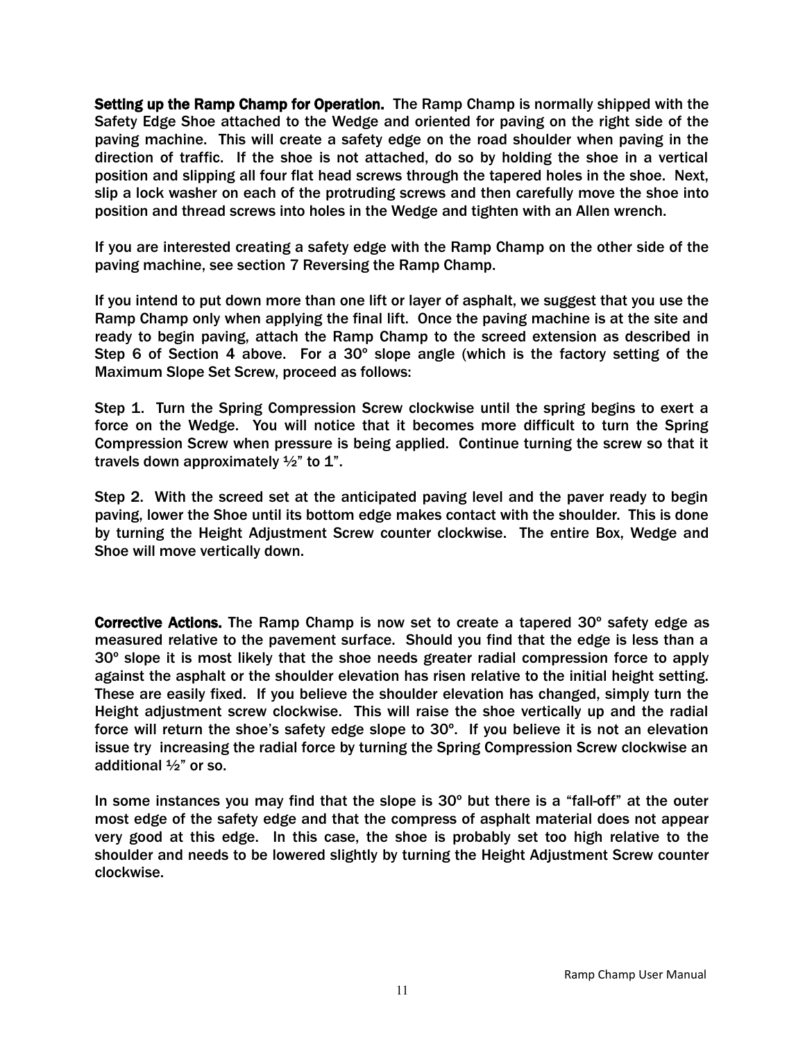**Setting up the Ramp Champ for Operation.** The Ramp Champ is normally shipped with the Safety Edge Shoe attached to the Wedge and oriented for paving on the right side of the paving machine. This will create a safety edge on the road shoulder when paving in the direction of traffic. If the shoe is not attached, do so by holding the shoe in a vertical position and slipping all four flat head screws through the tapered holes in the shoe. Next, slip a lock washer on each of the protruding screws and then carefully move the shoe into position and thread screws into holes in the Wedge and tighten with an Allen wrench.

If you are interested creating a safety edge with the Ramp Champ on the other side of the paving machine, see section 7 Reversing the Ramp Champ.

If you intend to put down more than one lift or layer of asphalt, we suggest that you use the Ramp Champ only when applying the final lift. Once the paving machine is at the site and ready to begin paving, attach the Ramp Champ to the screed extension as described in Step 6 of Section 4 above. For a 30º slope angle (which is the factory setting of the Maximum Slope Set Screw, proceed as follows:

Step 1. Turn the Spring Compression Screw clockwise until the spring begins to exert a force on the Wedge. You will notice that it becomes more difficult to turn the Spring Compression Screw when pressure is being applied. Continue turning the screw so that it travels down approximately ½" to 1".

Step 2. With the screed set at the anticipated paving level and the paver ready to begin paving, lower the Shoe until its bottom edge makes contact with the shoulder. This is done by turning the Height Adjustment Screw counter clockwise. The entire Box, Wedge and Shoe will move vertically down.

**Corrective Actions.** The Ramp Champ is now set to create a tapered 30º safety edge as measured relative to the pavement surface. Should you find that the edge is less than a 30º slope it is most likely that the shoe needs greater radial compression force to apply against the asphalt or the shoulder elevation has risen relative to the initial height setting. These are easily fixed. If you believe the shoulder elevation has changed, simply turn the Height adjustment screw clockwise. This will raise the shoe vertically up and the radial force will return the shoe's safety edge slope to 30º. If you believe it is not an elevation issue try increasing the radial force by turning the Spring Compression Screw clockwise an additional ½" or so.

In some instances you may find that the slope is 30º but there is a "fall-off" at the outer most edge of the safety edge and that the compress of asphalt material does not appear very good at this edge. In this case, the shoe is probably set too high relative to the shoulder and needs to be lowered slightly by turning the Height Adjustment Screw counter clockwise.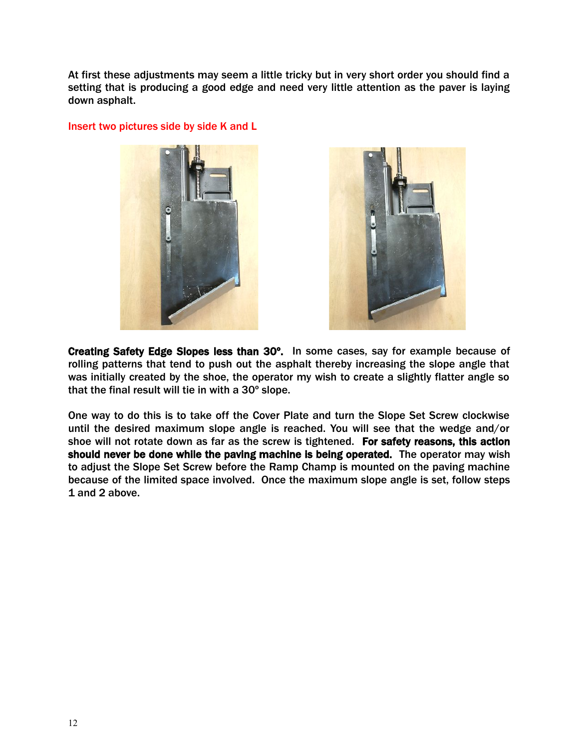At first these adjustments may seem a little tricky but in very short order you should find a setting that is producing a good edge and need very little attention as the paver is laying down asphalt.

Insert two pictures side by side K and L

**Creating Safety Edge Slopes less than 30º.** In some cases, say for example because of rolling patterns that tend to push out the asphalt thereby increasing the slope angle that was initially created by the shoe, the operator my wish to create a slightly flatter angle so that the final result will tie in with a 30º slope.

One way to do this is to take off the Cover Plate and turn the Slope Set Screw clockwise until the desired maximum slope angle is reached. You will see that the wedge and/or shoe will not rotate down as far as the screw is tightened. **For safety reasons, this action should never be done while the paving machine is being operated.** The operator may wish to adjust the Slope Set Screw before the Ramp Champ is mounted on the paving machine because of the limited space involved. Once the maximum slope angle is set, follow steps 1 and 2 above.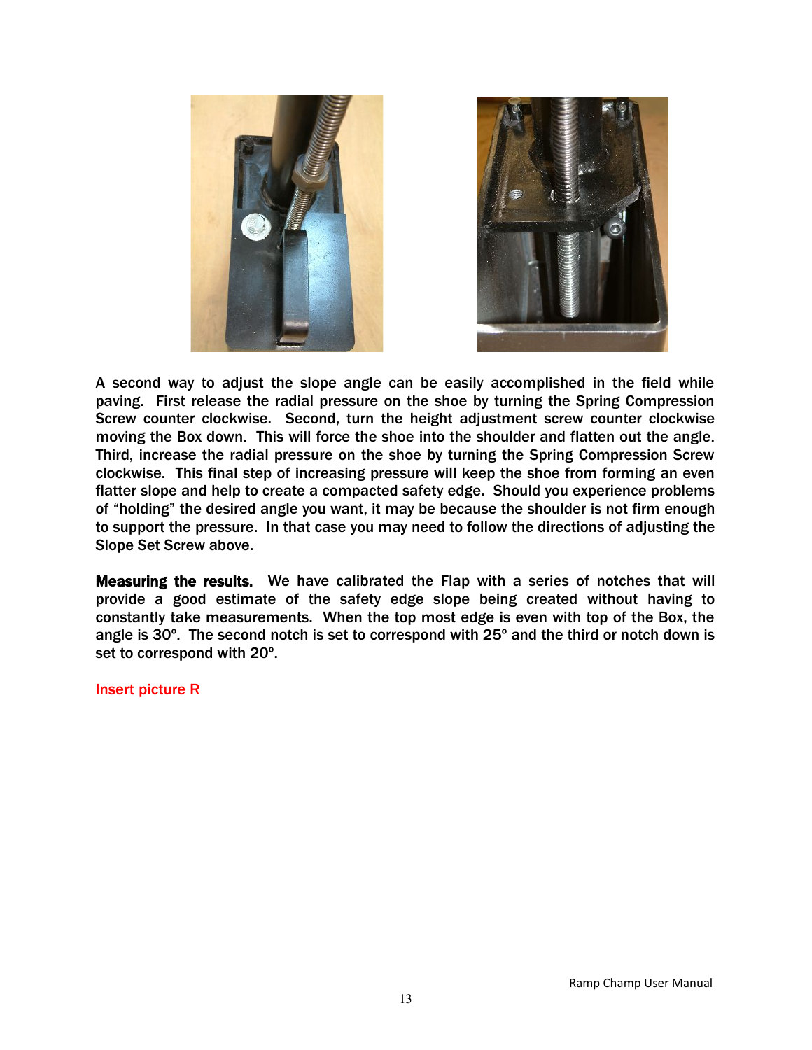A second way to adjust the slope angle can be easily accomplished in the field while paving. First release the radial pressure on the shoe by turning the Spring Compression Screw counter clockwise. Second, turn the height adjustment screw counter clockwise moving the Box down. This will force the shoe into the shoulder and flatten out the angle. Third, increase the radial pressure on the shoe by turning the Spring Compression Screw clockwise. This final step of increasing pressure will keep the shoe from forming an even flatter slope and help to create a compacted safety edge. Should you experience problems of "holding" the desired angle you want, it may be because the shoulder is not firm enough to support the pressure. In that case you may need to follow the directions of adjusting the Slope Set Screw above.

**Measuring the results.** We have calibrated the Flap with a series of notches that will provide a good estimate of the safety edge slope being created without having to constantly take measurements. When the top most edge is even with top of the Box, the angle is 30º. The second notch is set to correspond with 25º and the third or notch down is set to correspond with 20º.

Insert picture R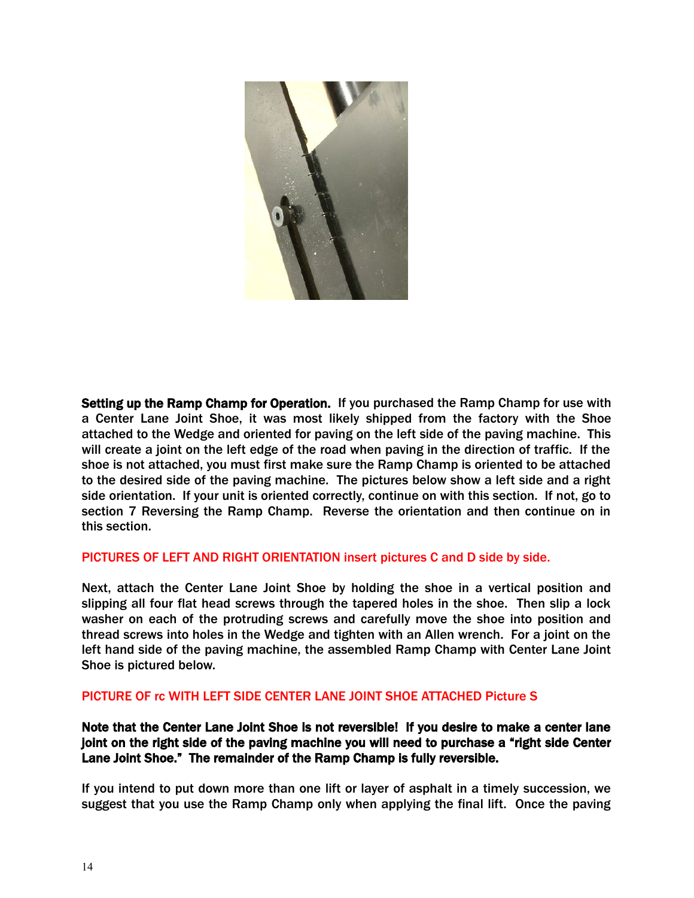**Setting up the Ramp Champ for Operation.** If you purchased the Ramp Champ for use with a Center Lane Joint Shoe, it was most likely shipped from the factory with the Shoe attached to the Wedge and oriented for paving on the left side of the paving machine. This will create a joint on the left edge of the road when paving in the direction of traffic. If the shoe is not attached, you must first make sure the Ramp Champ is oriented to be attached to the desired side of the paving machine. The pictures below show a left side and a right side orientation. If your unit is oriented correctly, continue on with this section. If not, go to section 7 Reversing the Ramp Champ. Reverse the orientation and then continue on in this section.

PICTURES OF LEFT AND RIGHT ORIENTATION insert pictures C and D side by side.

Next, attach the Center Lane Joint Shoe by holding the shoe in a vertical position and slipping all four flat head screws through the tapered holes in the shoe. Then slip a lock washer on each of the protruding screws and carefully move the shoe into position and thread screws into holes in the Wedge and tighten with an Allen wrench. For a joint on the left hand side of the paving machine, the assembled Ramp Champ with Center Lane Joint Shoe is pictured below.

PICTURE OF rc WITH LEFT SIDE CENTER LANE JOINT SHOE ATTACHED Picture S

**Note that the Center Lane Joint Shoe is not reversible! If you desire to make a center lane joint on the right side of the paving machine you will need to purchase a "right side Center Lane Joint Shoe." The remainder of the Ramp Champ is fully reversible.**

If you intend to put down more than one lift or layer of asphalt in a timely succession, we suggest that you use the Ramp Champ only when applying the final lift. Once the paving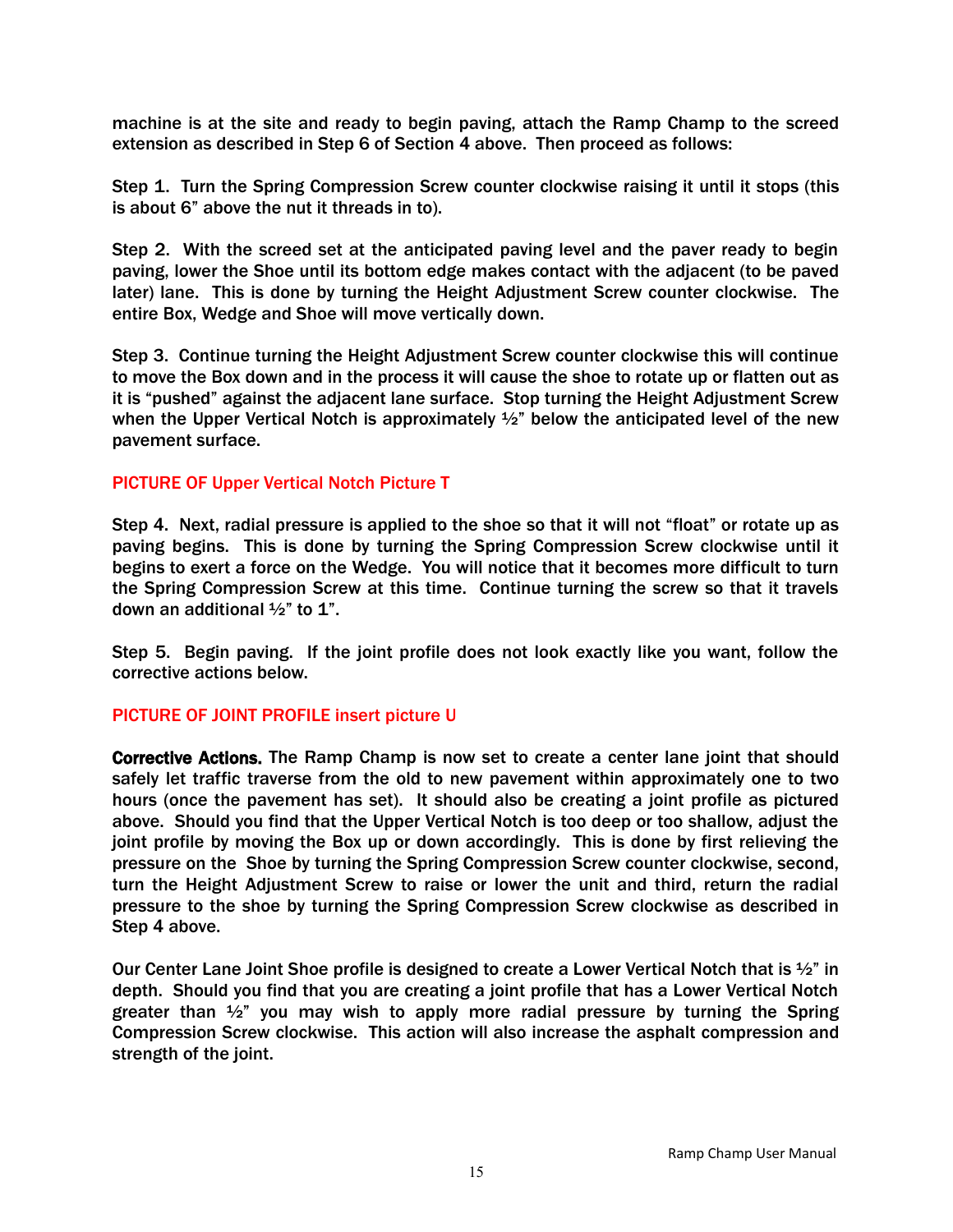machine is at the site and ready to begin paving, attach the Ramp Champ to the screed extension as described in Step 6 of Section 4 above. Then proceed as follows:

Step 1. Turn the Spring Compression Screw counter clockwise raising it until it stops (this is about 6" above the nut it threads in to).

Step 2. With the screed set at the anticipated paving level and the paver ready to begin paving, lower the Shoe until its bottom edge makes contact with the adjacent (to be paved later) lane. This is done by turning the Height Adjustment Screw counter clockwise. The entire Box, Wedge and Shoe will move vertically down.

Step 3. Continue turning the Height Adjustment Screw counter clockwise this will continue to move the Box down and in the process it will cause the shoe to rotate up or flatten out as it is "pushed" against the adjacent lane surface. Stop turning the Height Adjustment Screw when the Upper Vertical Notch is approximately ½" below the anticipated level of the new pavement surface.

PICTURE OF Upper Vertical Notch Picture T

Step 4. Next, radial pressure is applied to the shoe so that it will not "float" or rotate up as paving begins. This is done by turning the Spring Compression Screw clockwise until it begins to exert a force on the Wedge. You will notice that it becomes more difficult to turn the Spring Compression Screw at this time. Continue turning the screw so that it travels down an additional ½" to 1".

Step 5. Begin paving. If the joint profile does not look exactly like you want, follow the corrective actions below.

PICTURE OF JOINT PROFILE insert picture U

**Corrective Actions.** The Ramp Champ is now set to create a center lane joint that should safely let traffic traverse from the old to new pavement within approximately one to two hours (once the pavement has set). It should also be creating a joint profile as pictured above. Should you find that the Upper Vertical Notch is too deep or too shallow, adjust the joint profile by moving the Box up or down accordingly. This is done by first relieving the pressure on the Shoe by turning the Spring Compression Screw counter clockwise, second, turn the Height Adjustment Screw to raise or lower the unit and third, return the radial pressure to the shoe by turning the Spring Compression Screw clockwise as described in Step 4 above.

Our Center Lane Joint Shoe profile is designed to create a Lower Vertical Notch that is ½" in depth. Should you find that you are creating a joint profile that has a Lower Vertical Notch greater than ½" you may wish to apply more radial pressure by turning the Spring Compression Screw clockwise. This action will also increase the asphalt compression and strength of the joint.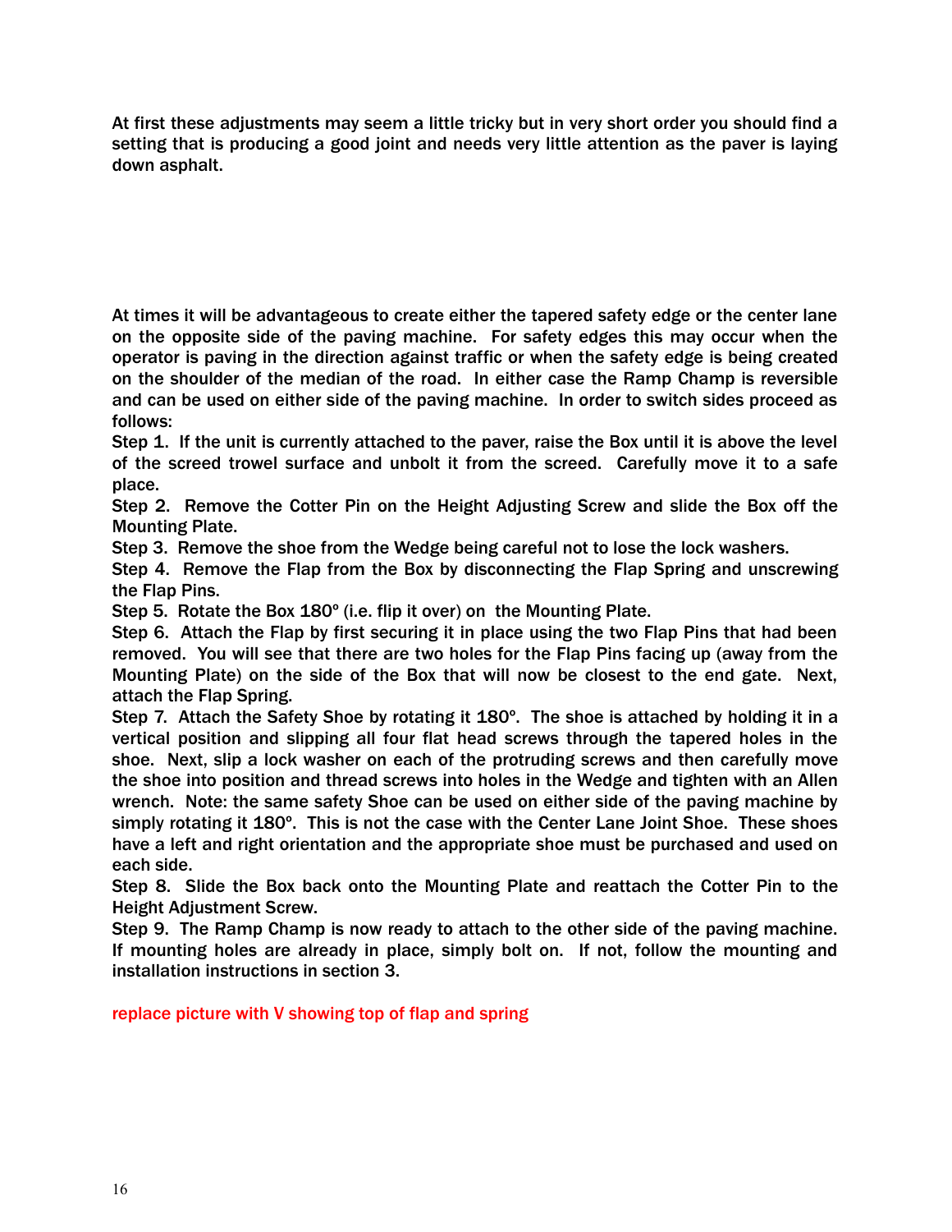At first these adjustments may seem a little tricky but in very short order you should find a setting that is producing a good joint and needs very little attention as the paver is laying down asphalt.

At times it will be advantageous to create either the tapered safety edge or the center lane on the opposite side of the paving machine. For safety edges this may occur when the operator is paving in the direction against traffic or when the safety edge is being created on the shoulder of the median of the road. In either case the Ramp Champ is reversible and can be used on either side of the paving machine. In order to switch sides proceed as follows:

Step 1. If the unit is currently attached to the paver, raise the Box until it is above the level of the screed trowel surface and unbolt it from the screed. Carefully move it to a safe place.

Step 2. Remove the Cotter Pin on the Height Adjusting Screw and slide the Box off the Mounting Plate.

Step 3. Remove the shoe from the Wedge being careful not to lose the lock washers.

Step 4. Remove the Flap from the Box by disconnecting the Flap Spring and unscrewing the Flap Pins.

Step 5. Rotate the Box 180º (i.e. flip it over) on the Mounting Plate.

Step 6. Attach the Flap by first securing it in place using the two Flap Pins that had been removed. You will see that there are two holes for the Flap Pins facing up (away from the Mounting Plate) on the side of the Box that will now be closest to the end gate. Next, attach the Flap Spring.

Step 7. Attach the Safety Shoe by rotating it 180º. The shoe is attached by holding it in a vertical position and slipping all four flat head screws through the tapered holes in the shoe. Next, slip a lock washer on each of the protruding screws and then carefully move the shoe into position and thread screws into holes in the Wedge and tighten with an Allen wrench. Note: the same safety Shoe can be used on either side of the paving machine by simply rotating it 180º. This is not the case with the Center Lane Joint Shoe. These shoes have a left and right orientation and the appropriate shoe must be purchased and used on each side.

Step 8. Slide the Box back onto the Mounting Plate and reattach the Cotter Pin to the Height Adjustment Screw.

Step 9. The Ramp Champ is now ready to attach to the other side of the paving machine. If mounting holes are already in place, simply bolt on. If not, follow the mounting and installation instructions in section 3.

replace picture with V showing top of flap and spring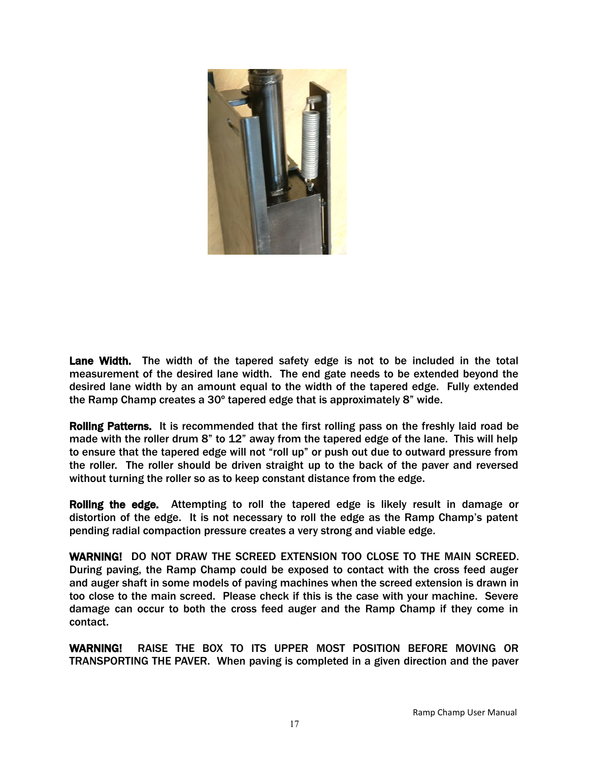**Lane Width.** The width of the tapered safety edge is not to be included in the total measurement of the desired lane width. The end gate needs to be extended beyond the desired lane width by an amount equal to the width of the tapered edge. Fully extended the Ramp Champ creates a 30º tapered edge that is approximately 8" wide.

**Rolling Patterns.** It is recommended that the first rolling pass on the freshly laid road be made with the roller drum 8" to 12" away from the tapered edge of the lane. This will help to ensure that the tapered edge will not "roll up" or push out due to outward pressure from the roller. The roller should be driven straight up to the back of the paver and reversed without turning the roller so as to keep constant distance from the edge.

**Rolling the edge.** Attempting to roll the tapered edge is likely result in damage or distortion of the edge. It is not necessary to roll the edge as the Ramp Champ's patent pending radial compaction pressure creates a very strong and viable edge.

**WARNING!** DO NOT DRAW THE SCREED EXTENSION TOO CLOSE TO THE MAIN SCREED. During paving, the Ramp Champ could be exposed to contact with the cross feed auger and auger shaft in some models of paving machines when the screed extension is drawn in too close to the main screed. Please check if this is the case with your machine. Severe damage can occur to both the cross feed auger and the Ramp Champ if they come in contact.

**WARNING!** RAISE THE BOX TO ITS UPPER MOST POSITION BEFORE MOVING OR TRANSPORTING THE PAVER. When paving is completed in a given direction and the paver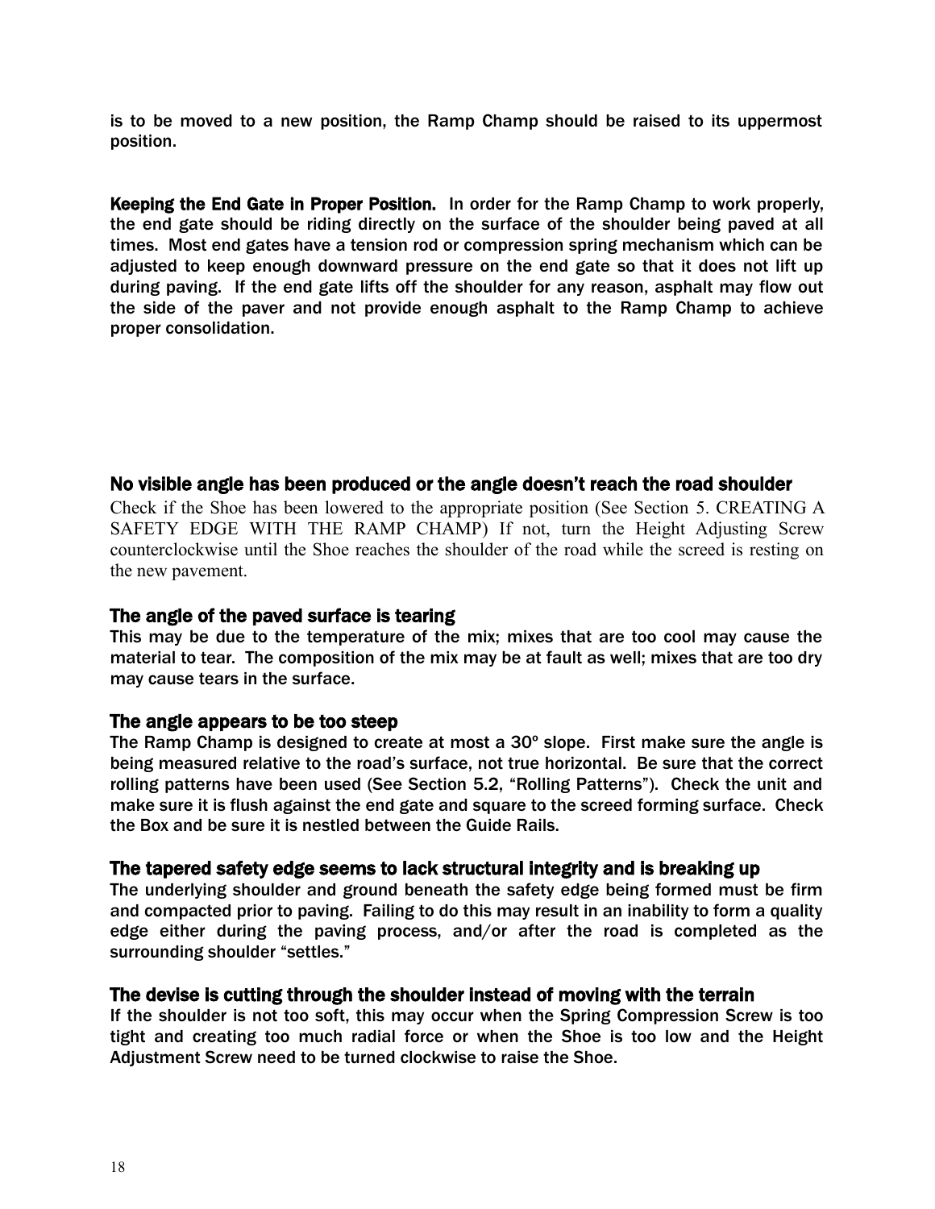is to be moved to a new position, the Ramp Champ should be raised to its uppermost position.

**Keeping the End Gate in Proper Position.** In order for the Ramp Champ to work properly, the end gate should be riding directly on the surface of the shoulder being paved at all times. Most end gates have a tension rod or compression spring mechanism which can be adjusted to keep enough downward pressure on the end gate so that it does not lift up during paving. If the end gate lifts off the shoulder for any reason, asphalt may flow out the side of the paver and not provide enough asphalt to the Ramp Champ to achieve proper consolidation.

### No visible angle has been produced or the angle doesn't reach the road shoulder

Check if the Shoe has been lowered to the appropriate position (See Section 5. CREATING A SAFETY EDGE WITH THE RAMP CHAMP) If not, turn the Height Adjusting Screw counterclockwise until the Shoe reaches the shoulder of the road while the screed is resting on the new pavement.

### The angle of the paved surface is tearing

This may be due to the temperature of the mix; mixes that are too cool may cause the material to tear. The composition of the mix may be at fault as well; mixes that are too dry may cause tears in the surface.

### The angle appears to be too steep

The Ramp Champ is designed to create at most a 30º slope. First make sure the angle is being measured relative to the road's surface, not true horizontal. Be sure that the correct rolling patterns have been used (See Section 5.2, "Rolling Patterns"). Check the unit and make sure it is flush against the end gate and square to the screed forming surface. Check the Box and be sure it is nestled between the Guide Rails.

### The tapered safety edge seems to lack structural integrity and is breaking up

The underlying shoulder and ground beneath the safety edge being formed must be firm and compacted prior to paving. Failing to do this may result in an inability to form a quality edge either during the paving process, and/or after the road is completed as the surrounding shoulder "settles."

### The devise is cutting through the shoulder instead of moving with the terrain

If the shoulder is not too soft, this may occur when the Spring Compression Screw is too tight and creating too much radial force or when the Shoe is too low and the Height Adjustment Screw need to be turned clockwise to raise the Shoe.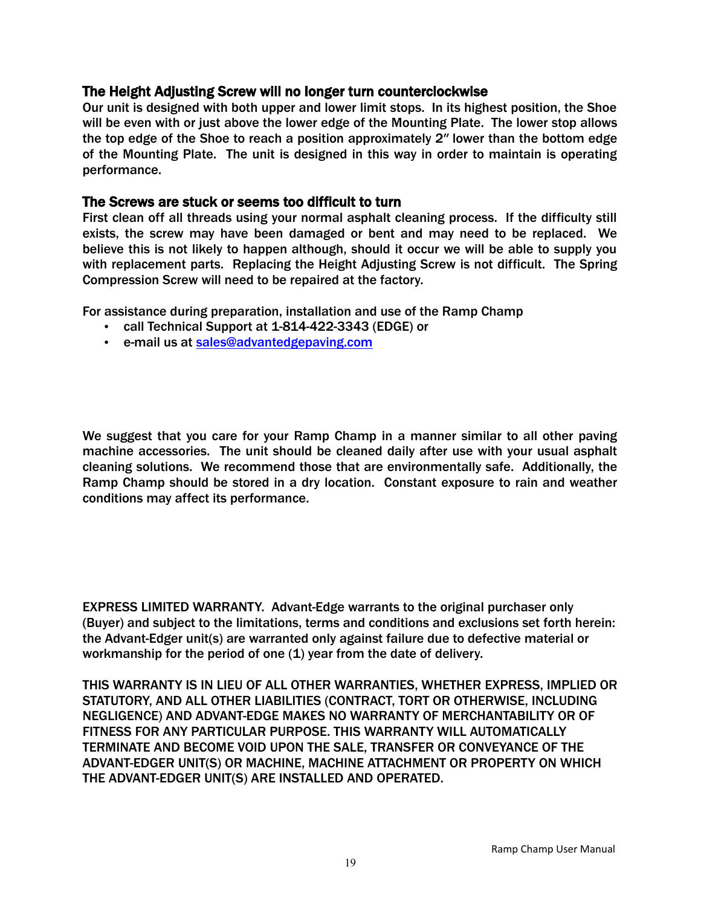### The Height Adjusting Screw will no longer turn counterclockwise

Our unit is designed with both upper and lower limit stops. In its highest position, the Shoe will be even with or just above the lower edge of the Mounting Plate. The lower stop allows the top edge of the Shoe to reach a position approximately 2" lower than the bottom edge of the Mounting Plate. The unit is designed in this way in order to maintain is operating performance.

### The Screws are stuck or seems too difficult to turn

First clean off all threads using your normal asphalt cleaning process. If the difficulty still exists, the screw may have been damaged or bent and may need to be replaced. We believe this is not likely to happen although, should it occur we will be able to supply you with replacement parts. Replacing the Height Adjusting Screw is not difficult. The Spring Compression Screw will need to be repaired at the factory.

For assistance during preparation, installation and use of the Ramp Champ

- call Technical Support at 1-814-422-3343 (EDGE) or
- e-mail us at sales@advantedgepaving.com

We suggest that you care for your Ramp Champ in a manner similar to all other paving machine accessories. The unit should be cleaned daily after use with your usual asphalt cleaning solutions. We recommend those that are environmentally safe. Additionally, the Ramp Champ should be stored in a dry location. Constant exposure to rain and weather conditions may affect its performance.

EXPRESS LIMITED WARRANTY. Advant-Edge warrants to the original purchaser only (Buyer) and subject to the limitations, terms and conditions and exclusions set forth herein: the Advant-Edger unit(s) are warranted only against failure due to defective material or workmanship for the period of one (1) year from the date of delivery.

THIS WARRANTY IS IN LIEU OF ALL OTHER WARRANTIES, WHETHER EXPRESS, IMPLIED OR STATUTORY, AND ALL OTHER LIABILITIES (CONTRACT, TORT OR OTHERWISE, INCLUDING NEGLIGENCE) AND ADVANT-EDGE MAKES NO WARRANTY OF MERCHANTABILITY OR OF FITNESS FOR ANY PARTICULAR PURPOSE. THIS WARRANTY WILL AUTOMATICALLY TERMINATE AND BECOME VOID UPON THE SALE, TRANSFER OR CONVEYANCE OF THE ADVANT-EDGER UNIT(S) OR MACHINE, MACHINE ATTACHMENT OR PROPERTY ON WHICH THE ADVANT-EDGER UNIT(S) ARE INSTALLED AND OPERATED.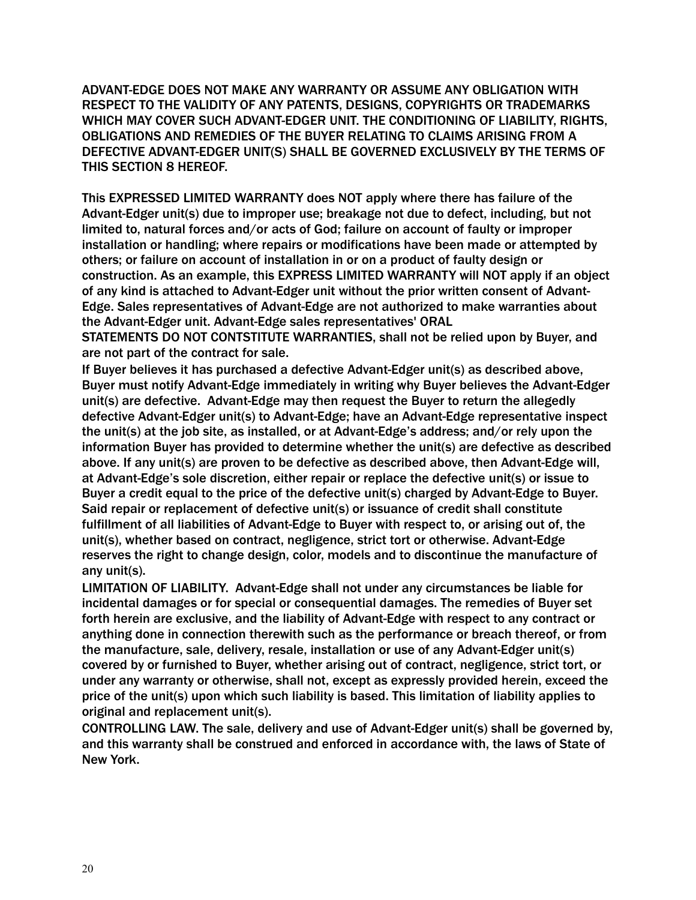ADVANT-EDGE DOES NOT MAKE ANY WARRANTY OR ASSUME ANY OBLIGATION WITH RESPECT TO THE VALIDITY OF ANY PATENTS, DESIGNS, COPYRIGHTS OR TRADEMARKS WHICH MAY COVER SUCH ADVANT-EDGER UNIT. THE CONDITIONING OF LIABILITY, RIGHTS, OBLIGATIONS AND REMEDIES OF THE BUYER RELATING TO CLAIMS ARISING FROM A DEFECTIVE ADVANT-EDGER UNIT(S) SHALL BE GOVERNED EXCLUSIVELY BY THE TERMS OF THIS SECTION 8 HEREOF.

This EXPRESSED LIMITED WARRANTY does NOT apply where there has failure of the Advant-Edger unit(s) due to improper use; breakage not due to defect, including, but not limited to, natural forces and/or acts of God; failure on account of faulty or improper installation or handling; where repairs or modifications have been made or attempted by others; or failure on account of installation in or on a product of faulty design or construction. As an example, this EXPRESS LIMITED WARRANTY will NOT apply if an object of any kind is attached to Advant-Edger unit without the prior written consent of Advant-Edge. Sales representatives of Advant-Edge are not authorized to make warranties about the Advant-Edger unit. Advant-Edge sales representatives' ORAL STATEMENTS DO NOT CONTSTITUTE WARRANTIES, shall not be relied upon by Buyer, and are not part of the contract for sale.

If Buyer believes it has purchased a defective Advant-Edger unit(s) as described above, Buyer must notify Advant-Edge immediately in writing why Buyer believes the Advant-Edger unit(s) are defective. Advant-Edge may then request the Buyer to return the allegedly defective Advant-Edger unit(s) to Advant-Edge; have an Advant-Edge representative inspect the unit(s) at the job site, as installed, or at Advant-Edge's address; and/or rely upon the information Buyer has provided to determine whether the unit(s) are defective as described above. If any unit(s) are proven to be defective as described above, then Advant-Edge will, at Advant-Edge's sole discretion, either repair or replace the defective unit(s) or issue to Buyer a credit equal to the price of the defective unit(s) charged by Advant-Edge to Buyer. Said repair or replacement of defective unit(s) or issuance of credit shall constitute fulfillment of all liabilities of Advant-Edge to Buyer with respect to, or arising out of, the unit(s), whether based on contract, negligence, strict tort or otherwise. Advant-Edge reserves the right to change design, color, models and to discontinue the manufacture of any unit(s).

LIMITATION OF LIABILITY. Advant-Edge shall not under any circumstances be liable for incidental damages or for special or consequential damages. The remedies of Buyer set forth herein are exclusive, and the liability of Advant-Edge with respect to any contract or anything done in connection therewith such as the performance or breach thereof, or from the manufacture, sale, delivery, resale, installation or use of any Advant-Edger unit(s) covered by or furnished to Buyer, whether arising out of contract, negligence, strict tort, or under any warranty or otherwise, shall not, except as expressly provided herein, exceed the price of the unit(s) upon which such liability is based. This limitation of liability applies to original and replacement unit(s).

CONTROLLING LAW. The sale, delivery and use of Advant-Edger unit(s) shall be governed by, and this warranty shall be construed and enforced in accordance with, the laws of State of New York.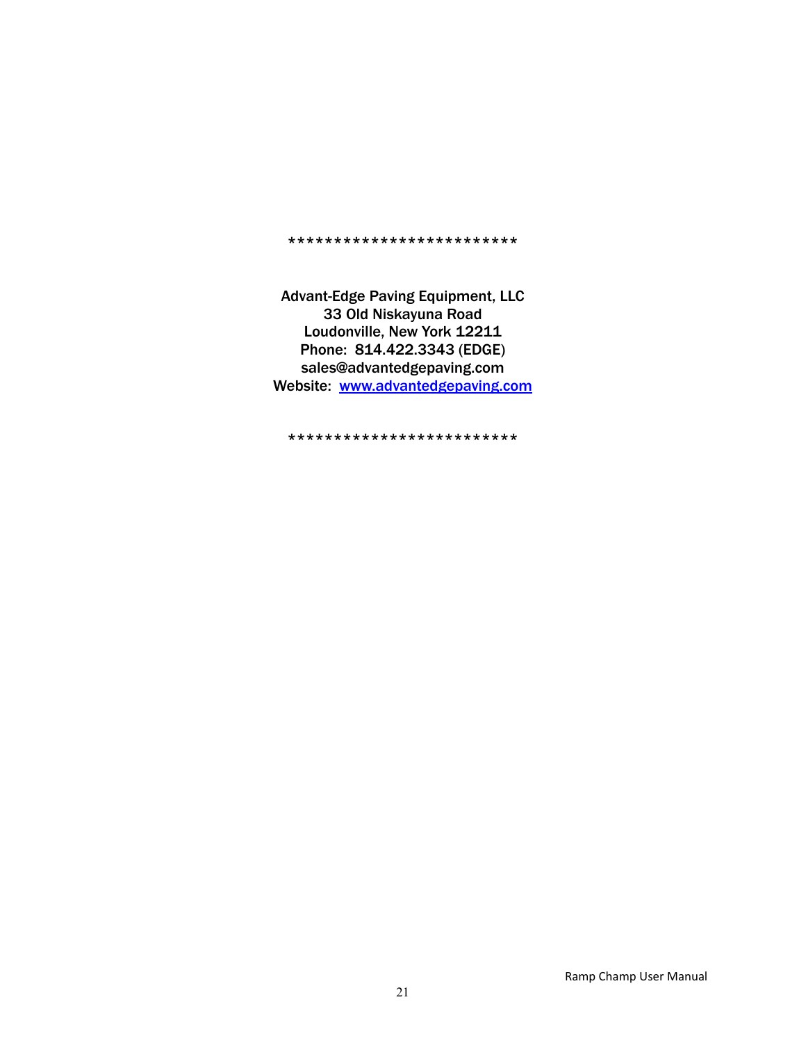*************************

Advant-Edge Paving Equipment, LLC
33 Old Niskayuna Road
Loudonville, New York 12211
Phone: 814.422.3343 (EDGE)
sales@advantedgepaving.com
Website: [www.advantedgepaving.com](http://www.advantedgepaving.com)

*************************